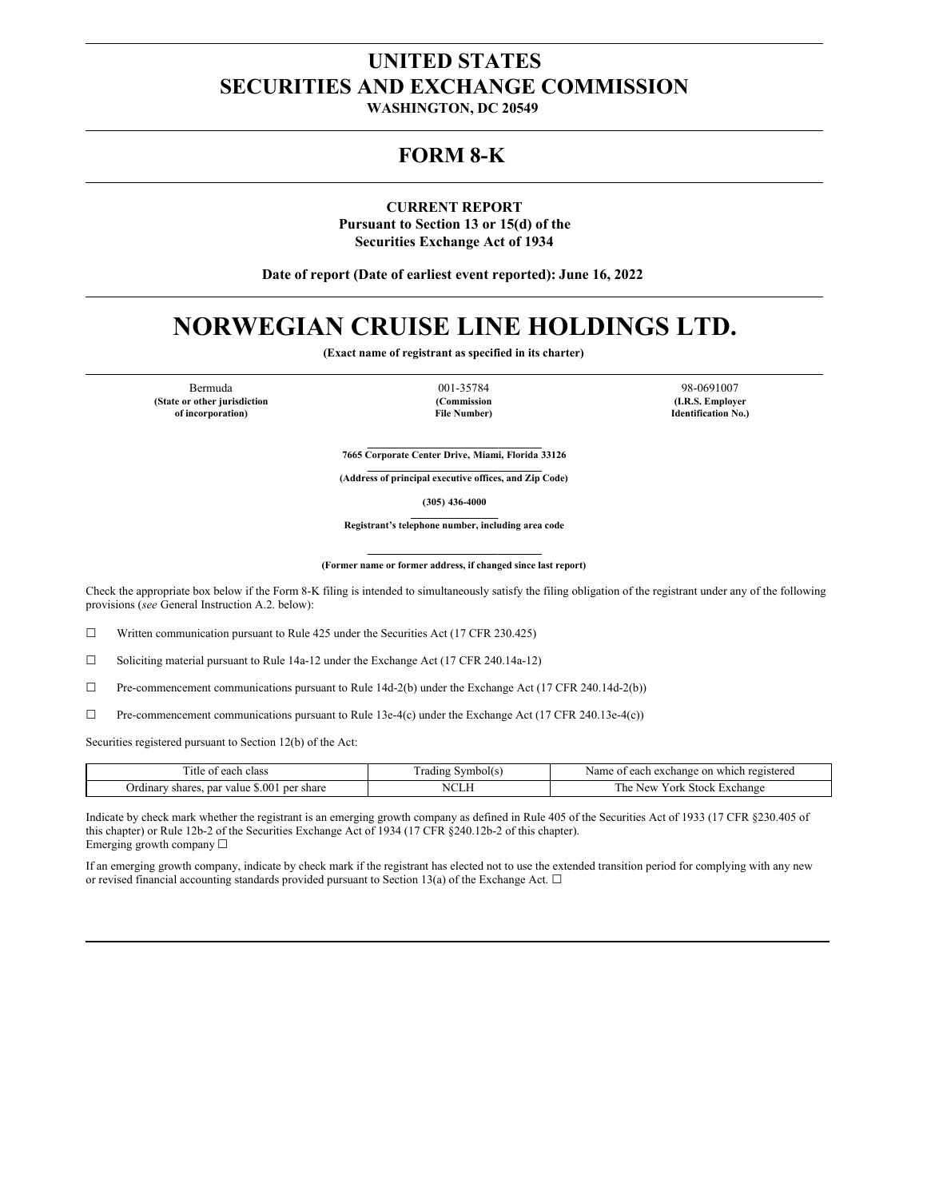# UNITED STATES
# SECURITIES AND EXCHANGE COMMISSION

**WASHINGTON, DC 20549**

## FORM 8-K

**CURRENT REPORT**
**Pursuant to Section 13 or 15(d) of the**
**Securities Exchange Act of 1934**

**Date of report (Date of earliest event reported): June 16, 2022**

# NORWEGIAN CRUISE LINE HOLDINGS LTD.

**(Exact name of registrant as specified in its charter)**

| Bermuda | 001-35784 | 98-0691007 |
|---|---|---|
| **(State or other jurisdiction of incorporation)** | **(Commission File Number)** | **(I.R.S. Employer Identification No.)** |

**7665 Corporate Center Drive, Miami, Florida 33126**

**(Address of principal executive offices, and Zip Code)**

**(305) 436-4000**

**Registrant's telephone number, including area code**

**(Former name or former address, if changed since last report)**

Check the appropriate box below if the Form 8-K filing is intended to simultaneously satisfy the filing obligation of the registrant under any of the following provisions (*see* General Instruction A.2. below):

☐ Written communication pursuant to Rule 425 under the Securities Act (17 CFR 230.425)

☐ Soliciting material pursuant to Rule 14a-12 under the Exchange Act (17 CFR 240.14a-12)

☐ Pre-commencement communications pursuant to Rule 14d-2(b) under the Exchange Act (17 CFR 240.14d-2(b))

☐ Pre-commencement communications pursuant to Rule 13e-4(c) under the Exchange Act (17 CFR 240.13e-4(c))

Securities registered pursuant to Section 12(b) of the Act:

| Title of each class | Trading Symbol(s) | Name of each exchange on which registered |
|---|---|---|
| Ordinary shares, par value $.001 per share | NCLH | The New York Stock Exchange |

Indicate by check mark whether the registrant is an emerging growth company as defined in Rule 405 of the Securities Act of 1933 (17 CFR §230.405 of this chapter) or Rule 12b-2 of the Securities Exchange Act of 1934 (17 CFR §240.12b-2 of this chapter).
Emerging growth company ☐

If an emerging growth company, indicate by check mark if the registrant has elected not to use the extended transition period for complying with any new or revised financial accounting standards provided pursuant to Section 13(a) of the Exchange Act. ☐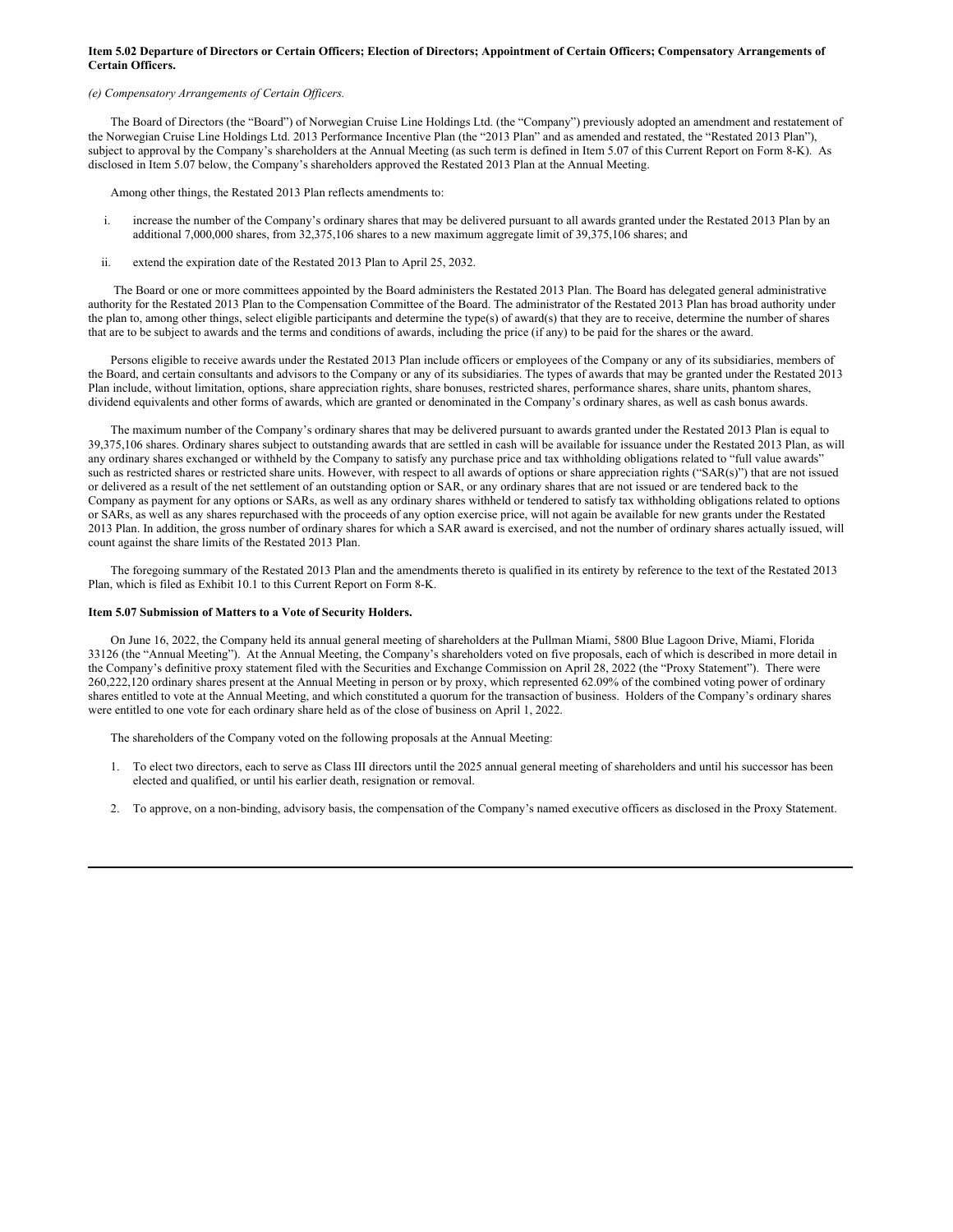**Item 5.02 Departure of Directors or Certain Officers; Election of Directors; Appointment of Certain Officers; Compensatory Arrangements of Certain Officers.**

*(e) Compensatory Arrangements of Certain Officers.*

The Board of Directors (the "Board") of Norwegian Cruise Line Holdings Ltd. (the "Company") previously adopted an amendment and restatement of the Norwegian Cruise Line Holdings Ltd. 2013 Performance Incentive Plan (the "2013 Plan" and as amended and restated, the "Restated 2013 Plan"), subject to approval by the Company's shareholders at the Annual Meeting (as such term is defined in Item 5.07 of this Current Report on Form 8-K). As disclosed in Item 5.07 below, the Company's shareholders approved the Restated 2013 Plan at the Annual Meeting.

Among other things, the Restated 2013 Plan reflects amendments to:

i. increase the number of the Company's ordinary shares that may be delivered pursuant to all awards granted under the Restated 2013 Plan by an additional 7,000,000 shares, from 32,375,106 shares to a new maximum aggregate limit of 39,375,106 shares; and

ii. extend the expiration date of the Restated 2013 Plan to April 25, 2032.

The Board or one or more committees appointed by the Board administers the Restated 2013 Plan. The Board has delegated general administrative authority for the Restated 2013 Plan to the Compensation Committee of the Board. The administrator of the Restated 2013 Plan has broad authority under the plan to, among other things, select eligible participants and determine the type(s) of award(s) that they are to receive, determine the number of shares that are to be subject to awards and the terms and conditions of awards, including the price (if any) to be paid for the shares or the award.

Persons eligible to receive awards under the Restated 2013 Plan include officers or employees of the Company or any of its subsidiaries, members of the Board, and certain consultants and advisors to the Company or any of its subsidiaries. The types of awards that may be granted under the Restated 2013 Plan include, without limitation, options, share appreciation rights, share bonuses, restricted shares, performance shares, share units, phantom shares, dividend equivalents and other forms of awards, which are granted or denominated in the Company's ordinary shares, as well as cash bonus awards.

The maximum number of the Company's ordinary shares that may be delivered pursuant to awards granted under the Restated 2013 Plan is equal to 39,375,106 shares. Ordinary shares subject to outstanding awards that are settled in cash will be available for issuance under the Restated 2013 Plan, as will any ordinary shares exchanged or withheld by the Company to satisfy any purchase price and tax withholding obligations related to "full value awards" such as restricted shares or restricted share units. However, with respect to all awards of options or share appreciation rights ("SAR(s)") that are not issued or delivered as a result of the net settlement of an outstanding option or SAR, or any ordinary shares that are not issued or are tendered back to the Company as payment for any options or SARs, as well as any ordinary shares withheld or tendered to satisfy tax withholding obligations related to options or SARs, as well as any shares repurchased with the proceeds of any option exercise price, will not again be available for new grants under the Restated 2013 Plan. In addition, the gross number of ordinary shares for which a SAR award is exercised, and not the number of ordinary shares actually issued, will count against the share limits of the Restated 2013 Plan.

The foregoing summary of the Restated 2013 Plan and the amendments thereto is qualified in its entirety by reference to the text of the Restated 2013 Plan, which is filed as Exhibit 10.1 to this Current Report on Form 8-K.

**Item 5.07 Submission of Matters to a Vote of Security Holders.**

On June 16, 2022, the Company held its annual general meeting of shareholders at the Pullman Miami, 5800 Blue Lagoon Drive, Miami, Florida 33126 (the "Annual Meeting"). At the Annual Meeting, the Company's shareholders voted on five proposals, each of which is described in more detail in the Company's definitive proxy statement filed with the Securities and Exchange Commission on April 28, 2022 (the "Proxy Statement"). There were 260,222,120 ordinary shares present at the Annual Meeting in person or by proxy, which represented 62.09% of the combined voting power of ordinary shares entitled to vote at the Annual Meeting, and which constituted a quorum for the transaction of business. Holders of the Company's ordinary shares were entitled to one vote for each ordinary share held as of the close of business on April 1, 2022.

The shareholders of the Company voted on the following proposals at the Annual Meeting:

1. To elect two directors, each to serve as Class III directors until the 2025 annual general meeting of shareholders and until his successor has been elected and qualified, or until his earlier death, resignation or removal.

2. To approve, on a non-binding, advisory basis, the compensation of the Company's named executive officers as disclosed in the Proxy Statement.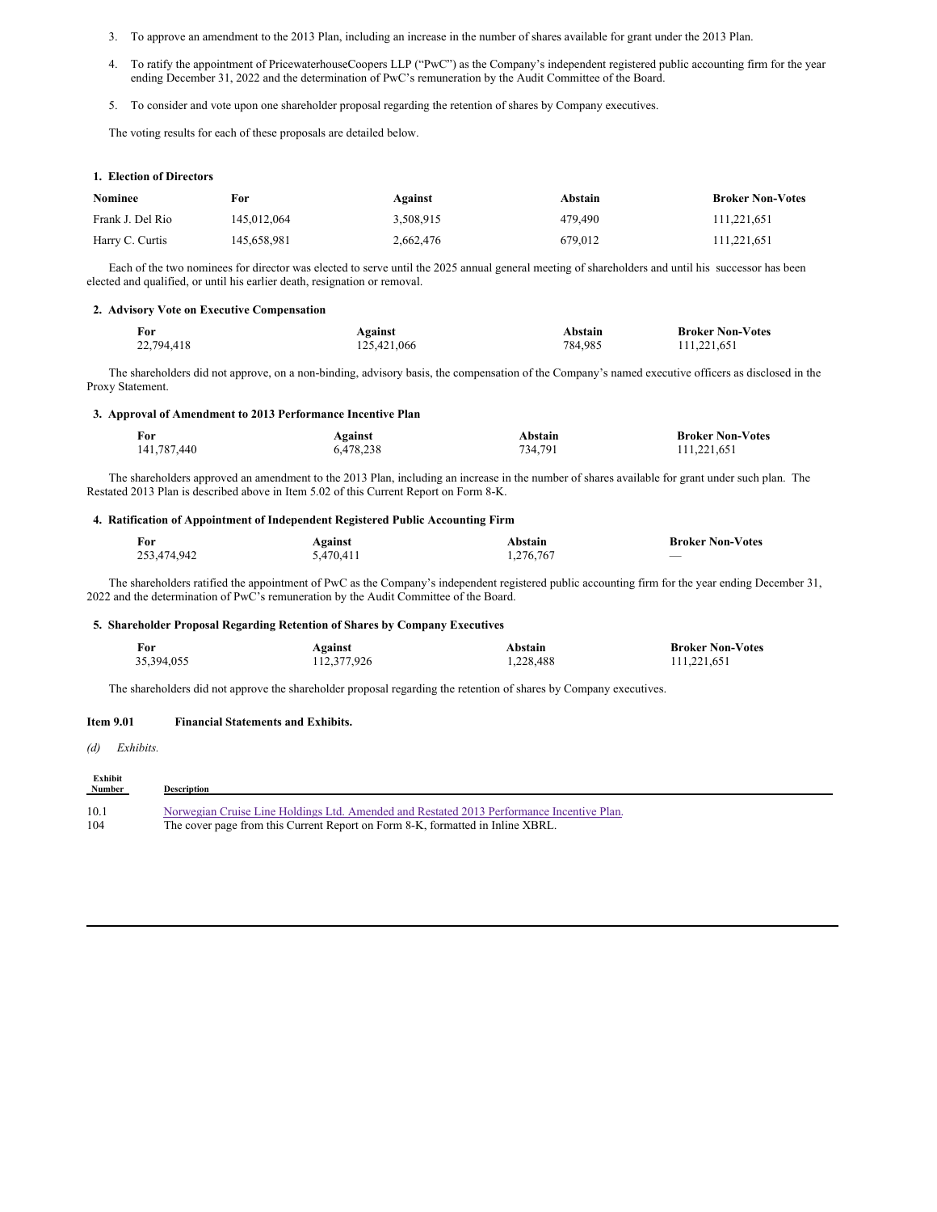3. To approve an amendment to the 2013 Plan, including an increase in the number of shares available for grant under the 2013 Plan.

4. To ratify the appointment of PricewaterhouseCoopers LLP ("PwC") as the Company's independent registered public accounting firm for the year ending December 31, 2022 and the determination of PwC's remuneration by the Audit Committee of the Board.

5. To consider and vote upon one shareholder proposal regarding the retention of shares by Company executives.

The voting results for each of these proposals are detailed below.

**1. Election of Directors**

| Nominee | For | Against | Abstain | Broker Non-Votes |
|---|---|---|---|---|
| Frank J. Del Rio | 145,012,064 | 3,508,915 | 479,490 | 111,221,651 |
| Harry C. Curtis | 145,658,981 | 2,662,476 | 679,012 | 111,221,651 |

Each of the two nominees for director was elected to serve until the 2025 annual general meeting of shareholders and until his successor has been elected and qualified, or until his earlier death, resignation or removal.

**2. Advisory Vote on Executive Compensation**

| For | Against | Abstain | Broker Non-Votes |
|---|---|---|---|
| 22,794,418 | 125,421,066 | 784,985 | 111,221,651 |

The shareholders did not approve, on a non-binding, advisory basis, the compensation of the Company's named executive officers as disclosed in the Proxy Statement.

**3. Approval of Amendment to 2013 Performance Incentive Plan**

| For | Against | Abstain | Broker Non-Votes |
|---|---|---|---|
| 141,787,440 | 6,478,238 | 734,791 | 111,221,651 |

The shareholders approved an amendment to the 2013 Plan, including an increase in the number of shares available for grant under such plan. The Restated 2013 Plan is described above in Item 5.02 of this Current Report on Form 8-K.

**4. Ratification of Appointment of Independent Registered Public Accounting Firm**

| For | Against | Abstain | Broker Non-Votes |
|---|---|---|---|
| 253,474,942 | 5,470,411 | 1,276,767 | — |

The shareholders ratified the appointment of PwC as the Company's independent registered public accounting firm for the year ending December 31, 2022 and the determination of PwC's remuneration by the Audit Committee of the Board.

**5. Shareholder Proposal Regarding Retention of Shares by Company Executives**

| For | Against | Abstain | Broker Non-Votes |
|---|---|---|---|
| 35,394,055 | 112,377,926 | 1,228,488 | 111,221,651 |

The shareholders did not approve the shareholder proposal regarding the retention of shares by Company executives.

**Item 9.01 Financial Statements and Exhibits.**

*(d) Exhibits.*

| Exhibit Number | Description |
|---|---|
| 10.1 | Norwegian Cruise Line Holdings Ltd. Amended and Restated 2013 Performance Incentive Plan. |
| 104 | The cover page from this Current Report on Form 8-K, formatted in Inline XBRL. |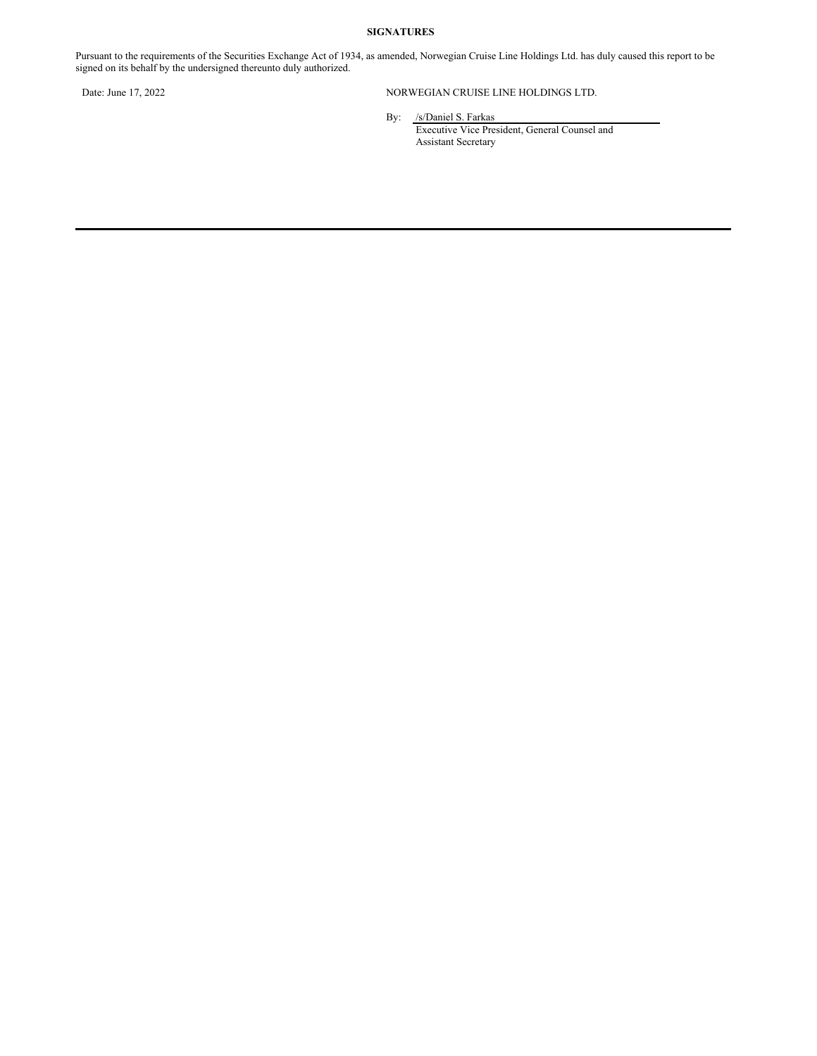**SIGNATURES**

Pursuant to the requirements of the Securities Exchange Act of 1934, as amended, Norwegian Cruise Line Holdings Ltd. has duly caused this report to be signed on its behalf by the undersigned thereunto duly authorized.

Date: June 17, 2022

NORWEGIAN CRUISE LINE HOLDINGS LTD.

By: /s/Daniel S. Farkas
Executive Vice President, General Counsel and Assistant Secretary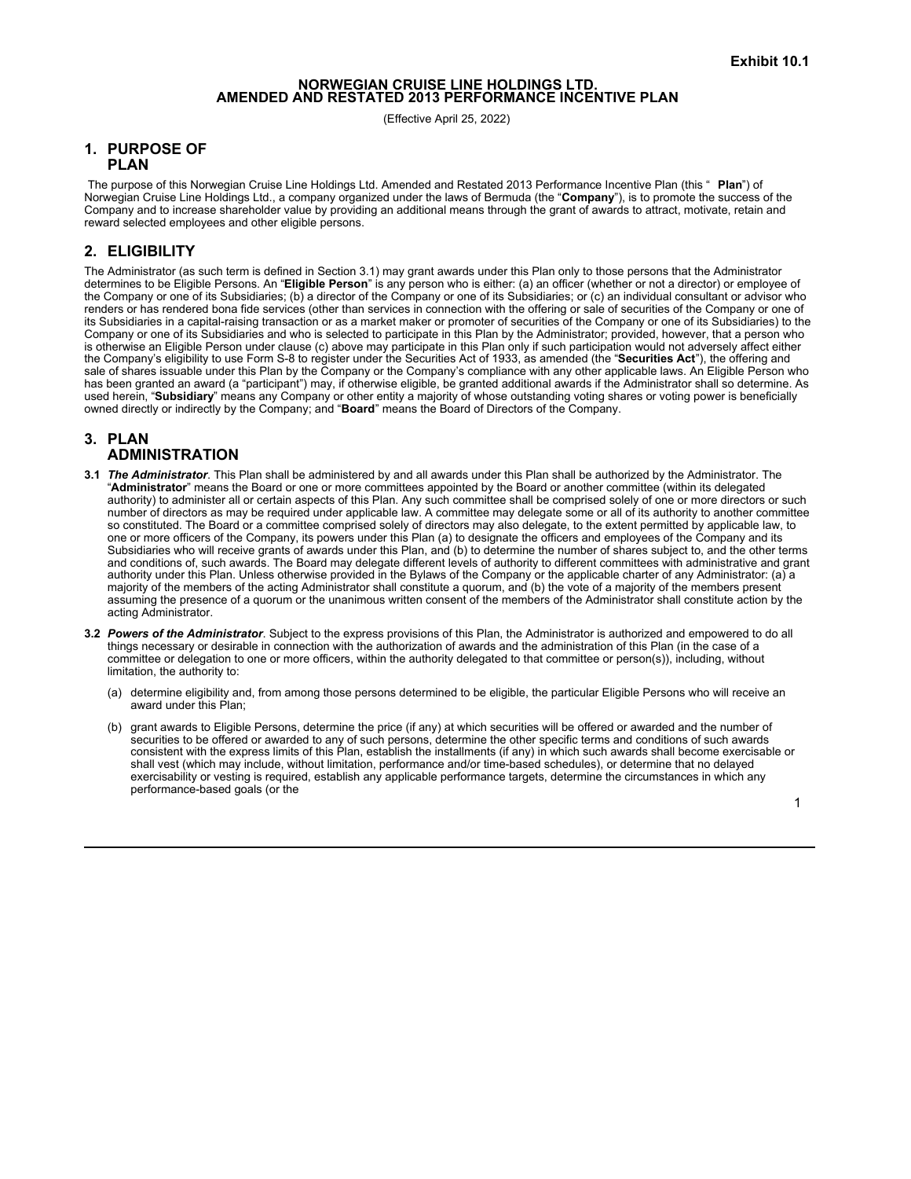Exhibit 10.1

# NORWEGIAN CRUISE LINE HOLDINGS LTD.
# AMENDED AND RESTATED 2013 PERFORMANCE INCENTIVE PLAN

(Effective April 25, 2022)

## 1. PURPOSE OF PLAN

The purpose of this Norwegian Cruise Line Holdings Ltd. Amended and Restated 2013 Performance Incentive Plan (this " **Plan**") of Norwegian Cruise Line Holdings Ltd., a company organized under the laws of Bermuda (the "**Company**"), is to promote the success of the Company and to increase shareholder value by providing an additional means through the grant of awards to attract, motivate, retain and reward selected employees and other eligible persons.

## 2. ELIGIBILITY

The Administrator (as such term is defined in Section 3.1) may grant awards under this Plan only to those persons that the Administrator determines to be Eligible Persons. An "**Eligible Person**" is any person who is either: (a) an officer (whether or not a director) or employee of the Company or one of its Subsidiaries; (b) a director of the Company or one of its Subsidiaries; or (c) an individual consultant or advisor who renders or has rendered bona fide services (other than services in connection with the offering or sale of securities of the Company or one of its Subsidiaries in a capital-raising transaction or as a market maker or promoter of securities of the Company or one of its Subsidiaries) to the Company or one of its Subsidiaries and who is selected to participate in this Plan by the Administrator; provided, however, that a person who is otherwise an Eligible Person under clause (c) above may participate in this Plan only if such participation would not adversely affect either the Company's eligibility to use Form S-8 to register under the Securities Act of 1933, as amended (the "**Securities Act**"), the offering and sale of shares issuable under this Plan by the Company or the Company's compliance with any other applicable laws. An Eligible Person who has been granted an award (a "participant") may, if otherwise eligible, be granted additional awards if the Administrator shall so determine. As used herein, "**Subsidiary**" means any Company or other entity a majority of whose outstanding voting shares or voting power is beneficially owned directly or indirectly by the Company; and "**Board**" means the Board of Directors of the Company.

## 3. PLAN ADMINISTRATION

**3.1** ***The Administrator***. This Plan shall be administered by and all awards under this Plan shall be authorized by the Administrator. The "**Administrator**" means the Board or one or more committees appointed by the Board or another committee (within its delegated authority) to administer all or certain aspects of this Plan. Any such committee shall be comprised solely of one or more directors or such number of directors as may be required under applicable law. A committee may delegate some or all of its authority to another committee so constituted. The Board or a committee comprised solely of directors may also delegate, to the extent permitted by applicable law, to one or more officers of the Company, its powers under this Plan (a) to designate the officers and employees of the Company and its Subsidiaries who will receive grants of awards under this Plan, and (b) to determine the number of shares subject to, and the other terms and conditions of, such awards. The Board may delegate different levels of authority to different committees with administrative and grant authority under this Plan. Unless otherwise provided in the Bylaws of the Company or the applicable charter of any Administrator: (a) a majority of the members of the acting Administrator shall constitute a quorum, and (b) the vote of a majority of the members present assuming the presence of a quorum or the unanimous written consent of the members of the Administrator shall constitute action by the acting Administrator.

**3.2** ***Powers of the Administrator***. Subject to the express provisions of this Plan, the Administrator is authorized and empowered to do all things necessary or desirable in connection with the authorization of awards and the administration of this Plan (in the case of a committee or delegation to one or more officers, within the authority delegated to that committee or person(s)), including, without limitation, the authority to:

(a) determine eligibility and, from among those persons determined to be eligible, the particular Eligible Persons who will receive an award under this Plan;

(b) grant awards to Eligible Persons, determine the price (if any) at which securities will be offered or awarded and the number of securities to be offered or awarded to any of such persons, determine the other specific terms and conditions of such awards consistent with the express limits of this Plan, establish the installments (if any) in which such awards shall become exercisable or shall vest (which may include, without limitation, performance and/or time-based schedules), or determine that no delayed exercisability or vesting is required, establish any applicable performance targets, determine the circumstances in which any performance-based goals (or the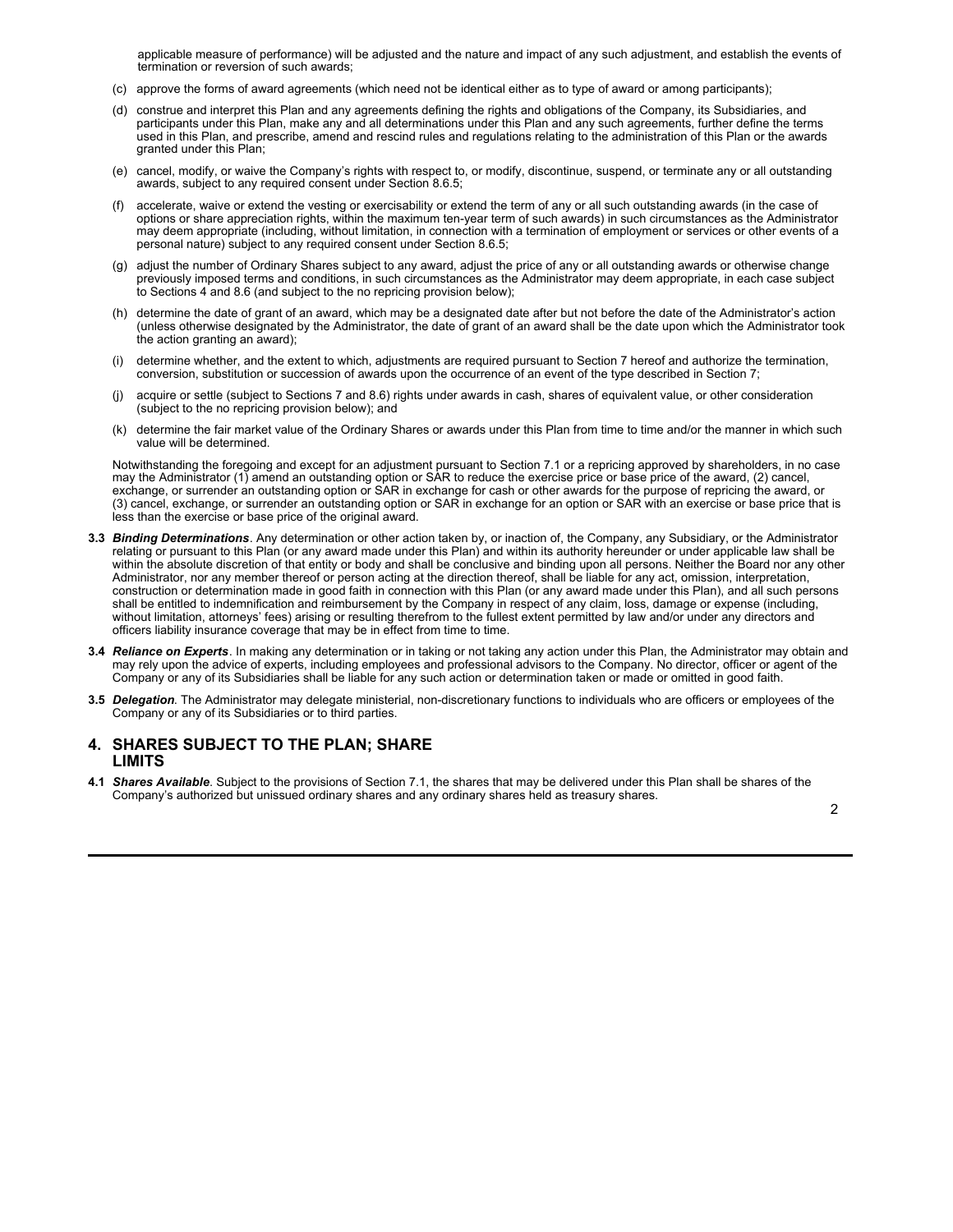applicable measure of performance) will be adjusted and the nature and impact of any such adjustment, and establish the events of termination or reversion of such awards;

(c) approve the forms of award agreements (which need not be identical either as to type of award or among participants);

(d) construe and interpret this Plan and any agreements defining the rights and obligations of the Company, its Subsidiaries, and participants under this Plan, make any and all determinations under this Plan and any such agreements, further define the terms used in this Plan, and prescribe, amend and rescind rules and regulations relating to the administration of this Plan or the awards granted under this Plan;

(e) cancel, modify, or waive the Company's rights with respect to, or modify, discontinue, suspend, or terminate any or all outstanding awards, subject to any required consent under Section 8.6.5;

(f) accelerate, waive or extend the vesting or exercisability or extend the term of any or all such outstanding awards (in the case of options or share appreciation rights, within the maximum ten-year term of such awards) in such circumstances as the Administrator may deem appropriate (including, without limitation, in connection with a termination of employment or services or other events of a personal nature) subject to any required consent under Section 8.6.5;

(g) adjust the number of Ordinary Shares subject to any award, adjust the price of any or all outstanding awards or otherwise change previously imposed terms and conditions, in such circumstances as the Administrator may deem appropriate, in each case subject to Sections 4 and 8.6 (and subject to the no repricing provision below);

(h) determine the date of grant of an award, which may be a designated date after but not before the date of the Administrator's action (unless otherwise designated by the Administrator, the date of grant of an award shall be the date upon which the Administrator took the action granting an award);

(i) determine whether, and the extent to which, adjustments are required pursuant to Section 7 hereof and authorize the termination, conversion, substitution or succession of awards upon the occurrence of an event of the type described in Section 7;

(j) acquire or settle (subject to Sections 7 and 8.6) rights under awards in cash, shares of equivalent value, or other consideration (subject to the no repricing provision below); and

(k) determine the fair market value of the Ordinary Shares or awards under this Plan from time to time and/or the manner in which such value will be determined.

Notwithstanding the foregoing and except for an adjustment pursuant to Section 7.1 or a repricing approved by shareholders, in no case may the Administrator (1) amend an outstanding option or SAR to reduce the exercise price or base price of the award, (2) cancel, exchange, or surrender an outstanding option or SAR in exchange for cash or other awards for the purpose of repricing the award, or (3) cancel, exchange, or surrender an outstanding option or SAR in exchange for an option or SAR with an exercise or base price that is less than the exercise or base price of the original award.

**3.3** ***Binding Determinations***. Any determination or other action taken by, or inaction of, the Company, any Subsidiary, or the Administrator relating or pursuant to this Plan (or any award made under this Plan) and within its authority hereunder or under applicable law shall be within the absolute discretion of that entity or body and shall be conclusive and binding upon all persons. Neither the Board nor any other Administrator, nor any member thereof or person acting at the direction thereof, shall be liable for any act, omission, interpretation, construction or determination made in good faith in connection with this Plan (or any award made under this Plan), and all such persons shall be entitled to indemnification and reimbursement by the Company in respect of any claim, loss, damage or expense (including, without limitation, attorneys' fees) arising or resulting therefrom to the fullest extent permitted by law and/or under any directors and officers liability insurance coverage that may be in effect from time to time.

**3.4** ***Reliance on Experts***. In making any determination or in taking or not taking any action under this Plan, the Administrator may obtain and may rely upon the advice of experts, including employees and professional advisors to the Company. No director, officer or agent of the Company or any of its Subsidiaries shall be liable for any such action or determination taken or made or omitted in good faith.

**3.5** ***Delegation***. The Administrator may delegate ministerial, non-discretionary functions to individuals who are officers or employees of the Company or any of its Subsidiaries or to third parties.

## 4. SHARES SUBJECT TO THE PLAN; SHARE LIMITS

**4.1** ***Shares Available***. Subject to the provisions of Section 7.1, the shares that may be delivered under this Plan shall be shares of the Company's authorized but unissued ordinary shares and any ordinary shares held as treasury shares.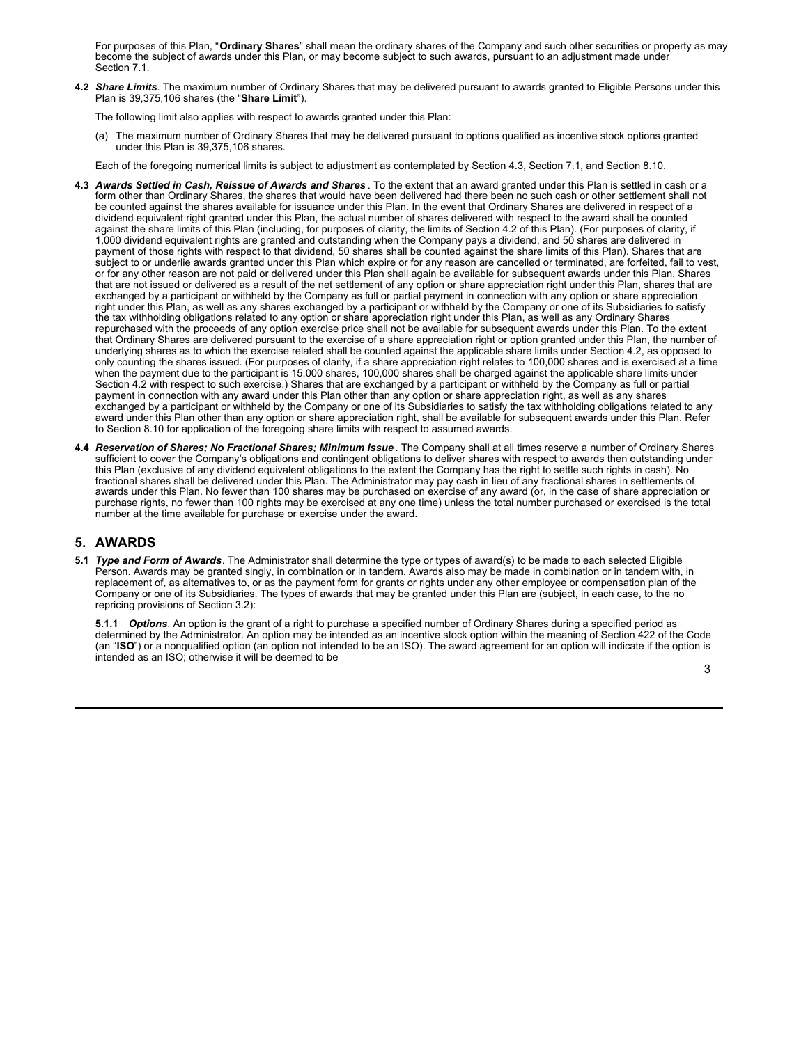For purposes of this Plan, "**Ordinary Shares**" shall mean the ordinary shares of the Company and such other securities or property as may become the subject of awards under this Plan, or may become subject to such awards, pursuant to an adjustment made under Section 7.1.

**4.2** ***Share Limits***. The maximum number of Ordinary Shares that may be delivered pursuant to awards granted to Eligible Persons under this Plan is 39,375,106 shares (the "**Share Limit**").

The following limit also applies with respect to awards granted under this Plan:

(a) The maximum number of Ordinary Shares that may be delivered pursuant to options qualified as incentive stock options granted under this Plan is 39,375,106 shares.

Each of the foregoing numerical limits is subject to adjustment as contemplated by Section 4.3, Section 7.1, and Section 8.10.

**4.3** ***Awards Settled in Cash, Reissue of Awards and Shares***. To the extent that an award granted under this Plan is settled in cash or a form other than Ordinary Shares, the shares that would have been delivered had there been no such cash or other settlement shall not be counted against the shares available for issuance under this Plan. In the event that Ordinary Shares are delivered in respect of a dividend equivalent right granted under this Plan, the actual number of shares delivered with respect to the award shall be counted against the share limits of this Plan (including, for purposes of clarity, the limits of Section 4.2 of this Plan). (For purposes of clarity, if 1,000 dividend equivalent rights are granted and outstanding when the Company pays a dividend, and 50 shares are delivered in payment of those rights with respect to that dividend, 50 shares shall be counted against the share limits of this Plan). Shares that are subject to or underlie awards granted under this Plan which expire or for any reason are cancelled or terminated, are forfeited, fail to vest, or for any other reason are not paid or delivered under this Plan shall again be available for subsequent awards under this Plan. Shares that are not issued or delivered as a result of the net settlement of any option or share appreciation right under this Plan, shares that are exchanged by a participant or withheld by the Company as full or partial payment in connection with any option or share appreciation right under this Plan, as well as any shares exchanged by a participant or withheld by the Company or one of its Subsidiaries to satisfy the tax withholding obligations related to any option or share appreciation right under this Plan, as well as any Ordinary Shares repurchased with the proceeds of any option exercise price shall not be available for subsequent awards under this Plan. To the extent that Ordinary Shares are delivered pursuant to the exercise of a share appreciation right or option granted under this Plan, the number of underlying shares as to which the exercise related shall be counted against the applicable share limits under Section 4.2, as opposed to only counting the shares issued. (For purposes of clarity, if a share appreciation right relates to 100,000 shares and is exercised at a time when the payment due to the participant is 15,000 shares, 100,000 shares shall be charged against the applicable share limits under Section 4.2 with respect to such exercise.) Shares that are exchanged by a participant or withheld by the Company as full or partial payment in connection with any award under this Plan other than any option or share appreciation right, as well as any shares exchanged by a participant or withheld by the Company or one of its Subsidiaries to satisfy the tax withholding obligations related to any award under this Plan other than any option or share appreciation right, shall be available for subsequent awards under this Plan. Refer to Section 8.10 for application of the foregoing share limits with respect to assumed awards.

**4.4** ***Reservation of Shares; No Fractional Shares; Minimum Issue***. The Company shall at all times reserve a number of Ordinary Shares sufficient to cover the Company's obligations and contingent obligations to deliver shares with respect to awards then outstanding under this Plan (exclusive of any dividend equivalent obligations to the extent the Company has the right to settle such rights in cash). No fractional shares shall be delivered under this Plan. The Administrator may pay cash in lieu of any fractional shares in settlements of awards under this Plan. No fewer than 100 shares may be purchased on exercise of any award (or, in the case of share appreciation or purchase rights, no fewer than 100 rights may be exercised at any one time) unless the total number purchased or exercised is the total number at the time available for purchase or exercise under the award.

## 5. AWARDS

**5.1** ***Type and Form of Awards***. The Administrator shall determine the type or types of award(s) to be made to each selected Eligible Person. Awards may be granted singly, in combination or in tandem. Awards also may be made in combination or in tandem with, in replacement of, as alternatives to, or as the payment form for grants or rights under any other employee or compensation plan of the Company or one of its Subsidiaries. The types of awards that may be granted under this Plan are (subject, in each case, to the no repricing provisions of Section 3.2):

**5.1.1** ***Options***. An option is the grant of a right to purchase a specified number of Ordinary Shares during a specified period as determined by the Administrator. An option may be intended as an incentive stock option within the meaning of Section 422 of the Code (an "**ISO**") or a nonqualified option (an option not intended to be an ISO). The award agreement for an option will indicate if the option is intended as an ISO; otherwise it will be deemed to be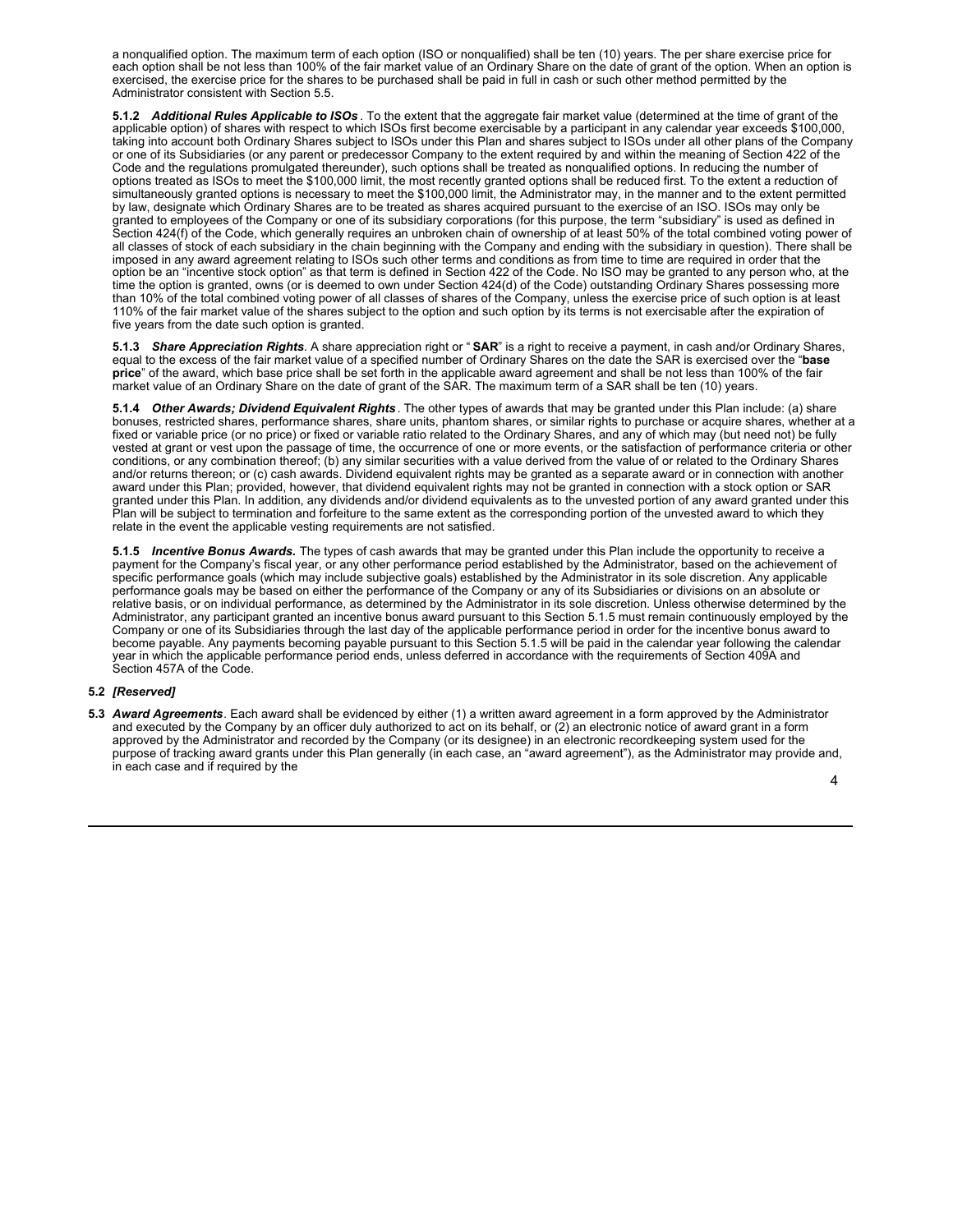a nonqualified option. The maximum term of each option (ISO or nonqualified) shall be ten (10) years. The per share exercise price for each option shall be not less than 100% of the fair market value of an Ordinary Share on the date of grant of the option. When an option is exercised, the exercise price for the shares to be purchased shall be paid in full in cash or such other method permitted by the Administrator consistent with Section 5.5.

**5.1.2** ***Additional Rules Applicable to ISOs***. To the extent that the aggregate fair market value (determined at the time of grant of the applicable option) of shares with respect to which ISOs first become exercisable by a participant in any calendar year exceeds $100,000, taking into account both Ordinary Shares subject to ISOs under this Plan and shares subject to ISOs under all other plans of the Company or one of its Subsidiaries (or any parent or predecessor Company to the extent required by and within the meaning of Section 422 of the Code and the regulations promulgated thereunder), such options shall be treated as nonqualified options. In reducing the number of options treated as ISOs to meet the $100,000 limit, the most recently granted options shall be reduced first. To the extent a reduction of simultaneously granted options is necessary to meet the $100,000 limit, the Administrator may, in the manner and to the extent permitted by law, designate which Ordinary Shares are to be treated as shares acquired pursuant to the exercise of an ISO. ISOs may only be granted to employees of the Company or one of its subsidiary corporations (for this purpose, the term "subsidiary" is used as defined in Section 424(f) of the Code, which generally requires an unbroken chain of ownership of at least 50% of the total combined voting power of all classes of stock of each subsidiary in the chain beginning with the Company and ending with the subsidiary in question). There shall be imposed in any award agreement relating to ISOs such other terms and conditions as from time to time are required in order that the option be an "incentive stock option" as that term is defined in Section 422 of the Code. No ISO may be granted to any person who, at the time the option is granted, owns (or is deemed to own under Section 424(d) of the Code) outstanding Ordinary Shares possessing more than 10% of the total combined voting power of all classes of shares of the Company, unless the exercise price of such option is at least 110% of the fair market value of the shares subject to the option and such option by its terms is not exercisable after the expiration of five years from the date such option is granted.

**5.1.3** ***Share Appreciation Rights***. A share appreciation right or "**SAR**" is a right to receive a payment, in cash and/or Ordinary Shares, equal to the excess of the fair market value of a specified number of Ordinary Shares on the date the SAR is exercised over the "**base price**" of the award, which base price shall be set forth in the applicable award agreement and shall be not less than 100% of the fair market value of an Ordinary Share on the date of grant of the SAR. The maximum term of a SAR shall be ten (10) years.

**5.1.4** ***Other Awards; Dividend Equivalent Rights***. The other types of awards that may be granted under this Plan include: (a) share bonuses, restricted shares, performance shares, share units, phantom shares, or similar rights to purchase or acquire shares, whether at a fixed or variable price (or no price) or fixed or variable ratio related to the Ordinary Shares, and any of which may (but need not) be fully vested at grant or vest upon the passage of time, the occurrence of one or more events, or the satisfaction of performance criteria or other conditions, or any combination thereof; (b) any similar securities with a value derived from the value of or related to the Ordinary Shares and/or returns thereon; or (c) cash awards. Dividend equivalent rights may be granted as a separate award or in connection with another award under this Plan; provided, however, that dividend equivalent rights may not be granted in connection with a stock option or SAR granted under this Plan. In addition, any dividends and/or dividend equivalents as to the unvested portion of any award granted under this Plan will be subject to termination and forfeiture to the same extent as the corresponding portion of the unvested award to which they relate in the event the applicable vesting requirements are not satisfied.

**5.1.5** ***Incentive Bonus Awards.*** The types of cash awards that may be granted under this Plan include the opportunity to receive a payment for the Company's fiscal year, or any other performance period established by the Administrator, based on the achievement of specific performance goals (which may include subjective goals) established by the Administrator in its sole discretion. Any applicable performance goals may be based on either the performance of the Company or any of its Subsidiaries or divisions on an absolute or relative basis, or on individual performance, as determined by the Administrator in its sole discretion. Unless otherwise determined by the Administrator, any participant granted an incentive bonus award pursuant to this Section 5.1.5 must remain continuously employed by the Company or one of its Subsidiaries through the last day of the applicable performance period in order for the incentive bonus award to become payable. Any payments becoming payable pursuant to this Section 5.1.5 will be paid in the calendar year following the calendar year in which the applicable performance period ends, unless deferred in accordance with the requirements of Section 409A and Section 457A of the Code.

**5.2** ***[Reserved]***

**5.3** ***Award Agreements***. Each award shall be evidenced by either (1) a written award agreement in a form approved by the Administrator and executed by the Company by an officer duly authorized to act on its behalf, or (2) an electronic notice of award grant in a form approved by the Administrator and recorded by the Company (or its designee) in an electronic recordkeeping system used for the purpose of tracking award grants under this Plan generally (in each case, an "award agreement"), as the Administrator may provide and, in each case and if required by the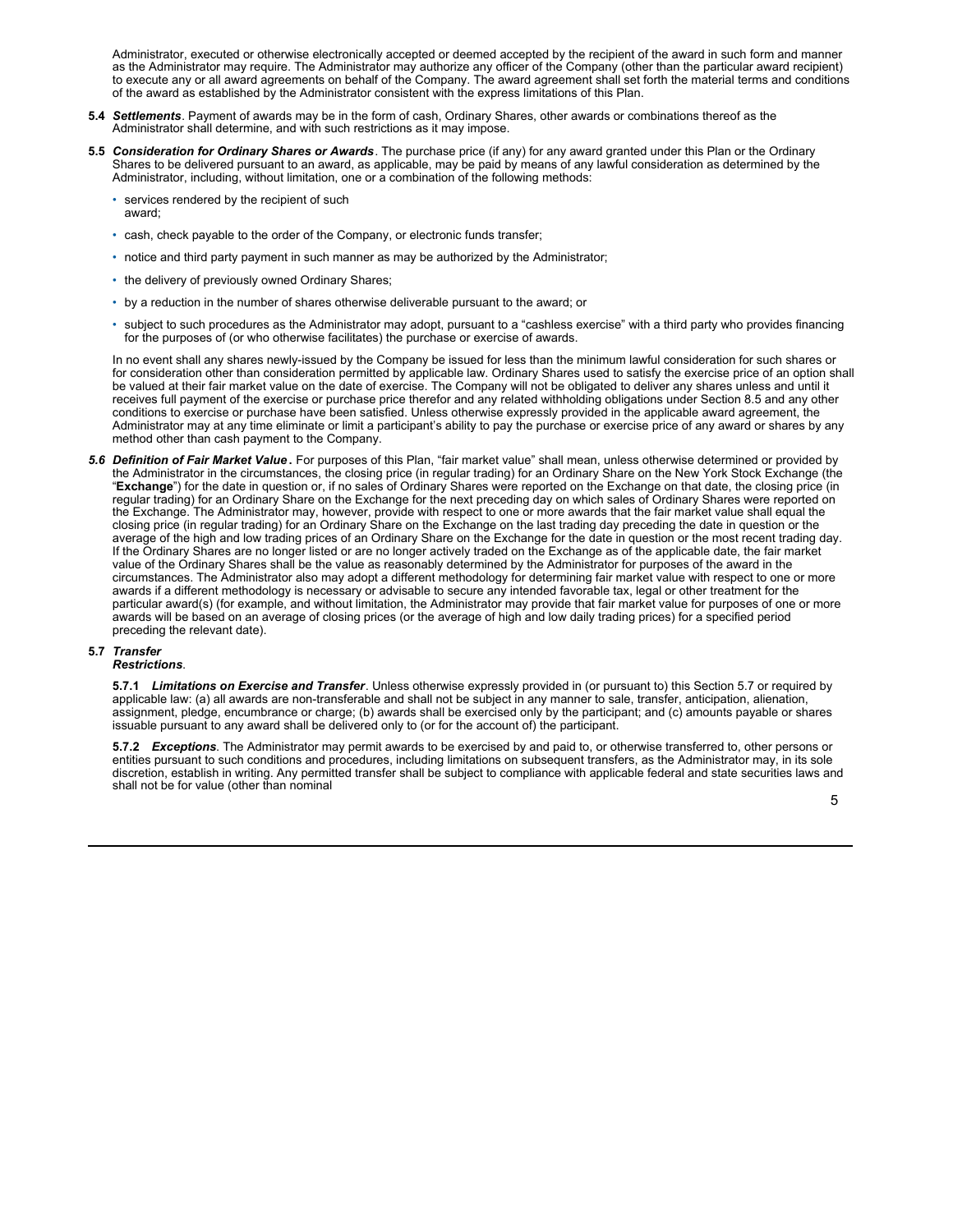Administrator, executed or otherwise electronically accepted or deemed accepted by the recipient of the award in such form and manner as the Administrator may require. The Administrator may authorize any officer of the Company (other than the particular award recipient) to execute any or all award agreements on behalf of the Company. The award agreement shall set forth the material terms and conditions of the award as established by the Administrator consistent with the express limitations of this Plan.

**5.4** ***Settlements***. Payment of awards may be in the form of cash, Ordinary Shares, other awards or combinations thereof as the Administrator shall determine, and with such restrictions as it may impose.

**5.5** ***Consideration for Ordinary Shares or Awards***. The purchase price (if any) for any award granted under this Plan or the Ordinary Shares to be delivered pursuant to an award, as applicable, may be paid by means of any lawful consideration as determined by the Administrator, including, without limitation, one or a combination of the following methods:

- services rendered by the recipient of such award;
- cash, check payable to the order of the Company, or electronic funds transfer;
- notice and third party payment in such manner as may be authorized by the Administrator;
- the delivery of previously owned Ordinary Shares;
- by a reduction in the number of shares otherwise deliverable pursuant to the award; or
- subject to such procedures as the Administrator may adopt, pursuant to a "cashless exercise" with a third party who provides financing for the purposes of (or who otherwise facilitates) the purchase or exercise of awards.

In no event shall any shares newly-issued by the Company be issued for less than the minimum lawful consideration for such shares or for consideration other than consideration permitted by applicable law. Ordinary Shares used to satisfy the exercise price of an option shall be valued at their fair market value on the date of exercise. The Company will not be obligated to deliver any shares unless and until it receives full payment of the exercise or purchase price therefor and any related withholding obligations under Section 8.5 and any other conditions to exercise or purchase have been satisfied. Unless otherwise expressly provided in the applicable award agreement, the Administrator may at any time eliminate or limit a participant's ability to pay the purchase or exercise price of any award or shares by any method other than cash payment to the Company.

***5.6 Definition of Fair Market Value*.** For purposes of this Plan, "fair market value" shall mean, unless otherwise determined or provided by the Administrator in the circumstances, the closing price (in regular trading) for an Ordinary Share on the New York Stock Exchange (the "**Exchange**") for the date in question or, if no sales of Ordinary Shares were reported on the Exchange on that date, the closing price (in regular trading) for an Ordinary Share on the Exchange for the next preceding day on which sales of Ordinary Shares were reported on the Exchange. The Administrator may, however, provide with respect to one or more awards that the fair market value shall equal the closing price (in regular trading) for an Ordinary Share on the Exchange on the last trading day preceding the date in question or the average of the high and low trading prices of an Ordinary Share on the Exchange for the date in question or the most recent trading day. If the Ordinary Shares are no longer listed or are no longer actively traded on the Exchange as of the applicable date, the fair market value of the Ordinary Shares shall be the value as reasonably determined by the Administrator for purposes of the award in the circumstances. The Administrator also may adopt a different methodology for determining fair market value with respect to one or more awards if a different methodology is necessary or advisable to secure any intended favorable tax, legal or other treatment for the particular award(s) (for example, and without limitation, the Administrator may provide that fair market value for purposes of one or more awards will be based on an average of closing prices (or the average of high and low daily trading prices) for a specified period preceding the relevant date).

**5.7** ***Transfer Restrictions***.

**5.7.1** ***Limitations on Exercise and Transfer***. Unless otherwise expressly provided in (or pursuant to) this Section 5.7 or required by applicable law: (a) all awards are non-transferable and shall not be subject in any manner to sale, transfer, anticipation, alienation, assignment, pledge, encumbrance or charge; (b) awards shall be exercised only by the participant; and (c) amounts payable or shares issuable pursuant to any award shall be delivered only to (or for the account of) the participant.

**5.7.2** ***Exceptions***. The Administrator may permit awards to be exercised by and paid to, or otherwise transferred to, other persons or entities pursuant to such conditions and procedures, including limitations on subsequent transfers, as the Administrator may, in its sole discretion, establish in writing. Any permitted transfer shall be subject to compliance with applicable federal and state securities laws and shall not be for value (other than nominal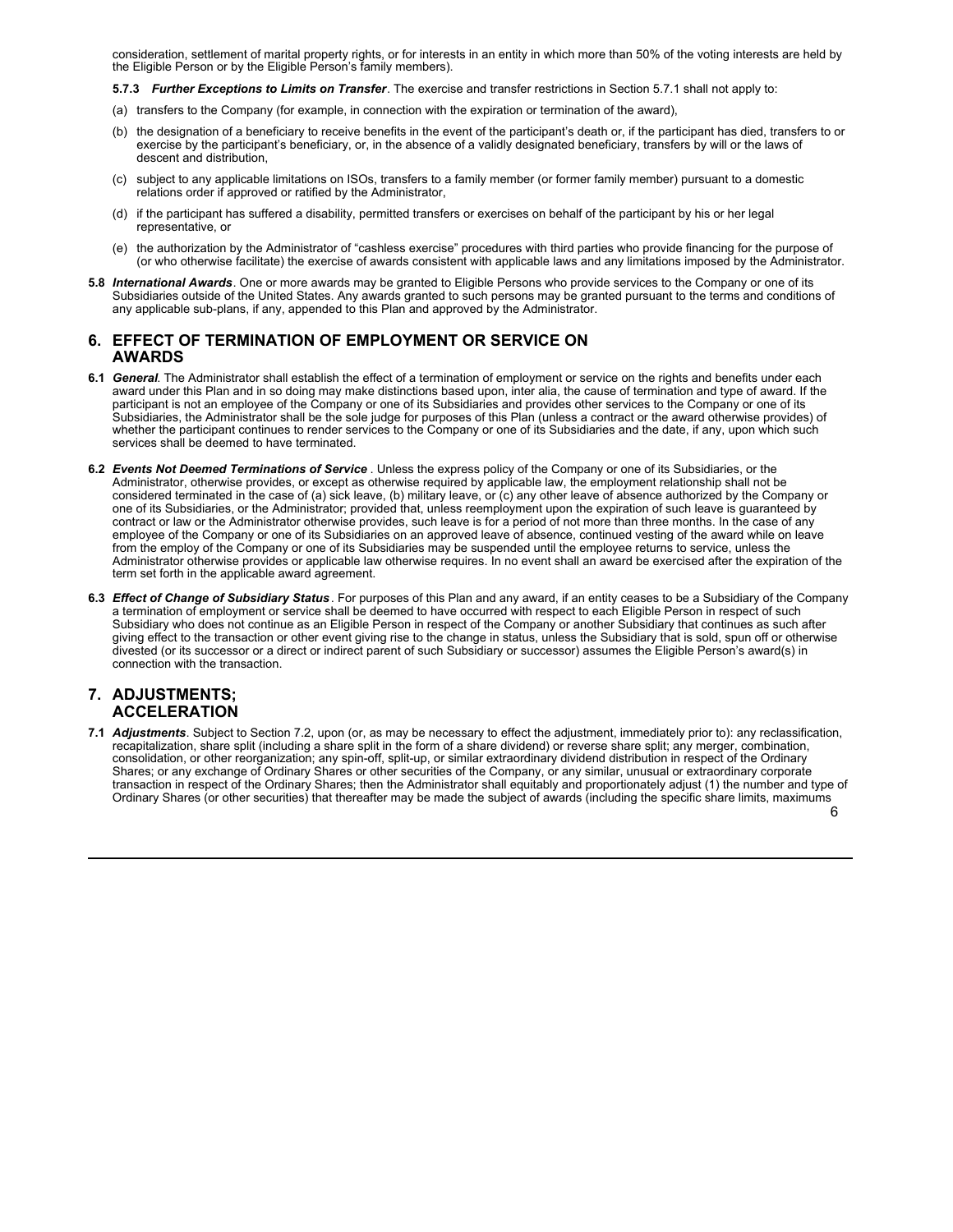consideration, settlement of marital property rights, or for interests in an entity in which more than 50% of the voting interests are held by the Eligible Person or by the Eligible Person's family members).

**5.7.3** ***Further Exceptions to Limits on Transfer***. The exercise and transfer restrictions in Section 5.7.1 shall not apply to:

(a) transfers to the Company (for example, in connection with the expiration or termination of the award),

(b) the designation of a beneficiary to receive benefits in the event of the participant's death or, if the participant has died, transfers to or exercise by the participant's beneficiary, or, in the absence of a validly designated beneficiary, transfers by will or the laws of descent and distribution,

(c) subject to any applicable limitations on ISOs, transfers to a family member (or former family member) pursuant to a domestic relations order if approved or ratified by the Administrator,

(d) if the participant has suffered a disability, permitted transfers or exercises on behalf of the participant by his or her legal representative, or

(e) the authorization by the Administrator of "cashless exercise" procedures with third parties who provide financing for the purpose of (or who otherwise facilitate) the exercise of awards consistent with applicable laws and any limitations imposed by the Administrator.

**5.8** ***International Awards***. One or more awards may be granted to Eligible Persons who provide services to the Company or one of its Subsidiaries outside of the United States. Any awards granted to such persons may be granted pursuant to the terms and conditions of any applicable sub-plans, if any, appended to this Plan and approved by the Administrator.

## 6. EFFECT OF TERMINATION OF EMPLOYMENT OR SERVICE ON AWARDS

**6.1** ***General***. The Administrator shall establish the effect of a termination of employment or service on the rights and benefits under each award under this Plan and in so doing may make distinctions based upon, inter alia, the cause of termination and type of award. If the participant is not an employee of the Company or one of its Subsidiaries and provides other services to the Company or one of its Subsidiaries, the Administrator shall be the sole judge for purposes of this Plan (unless a contract or the award otherwise provides) of whether the participant continues to render services to the Company or one of its Subsidiaries and the date, if any, upon which such services shall be deemed to have terminated.

**6.2** ***Events Not Deemed Terminations of Service*** . Unless the express policy of the Company or one of its Subsidiaries, or the Administrator, otherwise provides, or except as otherwise required by applicable law, the employment relationship shall not be considered terminated in the case of (a) sick leave, (b) military leave, or (c) any other leave of absence authorized by the Company or one of its Subsidiaries, or the Administrator; provided that, unless reemployment upon the expiration of such leave is guaranteed by contract or law or the Administrator otherwise provides, such leave is for a period of not more than three months. In the case of any employee of the Company or one of its Subsidiaries on an approved leave of absence, continued vesting of the award while on leave from the employ of the Company or one of its Subsidiaries may be suspended until the employee returns to service, unless the Administrator otherwise provides or applicable law otherwise requires. In no event shall an award be exercised after the expiration of the term set forth in the applicable award agreement.

**6.3** ***Effect of Change of Subsidiary Status*** . For purposes of this Plan and any award, if an entity ceases to be a Subsidiary of the Company a termination of employment or service shall be deemed to have occurred with respect to each Eligible Person in respect of such Subsidiary who does not continue as an Eligible Person in respect of the Company or another Subsidiary that continues as such after giving effect to the transaction or other event giving rise to the change in status, unless the Subsidiary that is sold, spun off or otherwise divested (or its successor or a direct or indirect parent of such Subsidiary or successor) assumes the Eligible Person's award(s) in connection with the transaction.

## 7. ADJUSTMENTS; ACCELERATION

**7.1** ***Adjustments***. Subject to Section 7.2, upon (or, as may be necessary to effect the adjustment, immediately prior to): any reclassification, recapitalization, share split (including a share split in the form of a share dividend) or reverse share split; any merger, combination, consolidation, or other reorganization; any spin-off, split-up, or similar extraordinary dividend distribution in respect of the Ordinary Shares; or any exchange of Ordinary Shares or other securities of the Company, or any similar, unusual or extraordinary corporate transaction in respect of the Ordinary Shares; then the Administrator shall equitably and proportionately adjust (1) the number and type of Ordinary Shares (or other securities) that thereafter may be made the subject of awards (including the specific share limits, maximums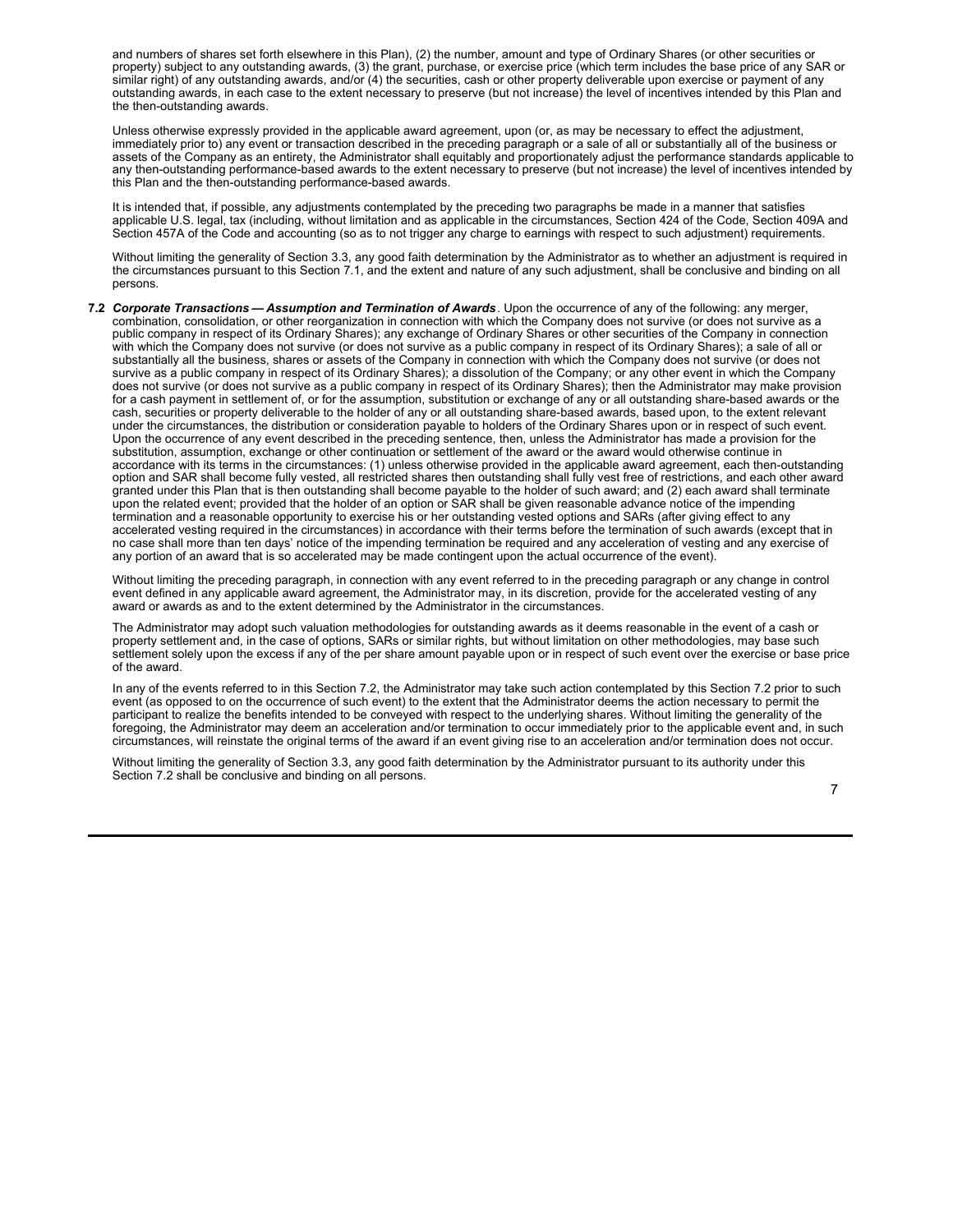and numbers of shares set forth elsewhere in this Plan), (2) the number, amount and type of Ordinary Shares (or other securities or property) subject to any outstanding awards, (3) the grant, purchase, or exercise price (which term includes the base price of any SAR or similar right) of any outstanding awards, and/or (4) the securities, cash or other property deliverable upon exercise or payment of any outstanding awards, in each case to the extent necessary to preserve (but not increase) the level of incentives intended by this Plan and the then-outstanding awards.

Unless otherwise expressly provided in the applicable award agreement, upon (or, as may be necessary to effect the adjustment, immediately prior to) any event or transaction described in the preceding paragraph or a sale of all or substantially all of the business or assets of the Company as an entirety, the Administrator shall equitably and proportionately adjust the performance standards applicable to any then-outstanding performance-based awards to the extent necessary to preserve (but not increase) the level of incentives intended by this Plan and the then-outstanding performance-based awards.

It is intended that, if possible, any adjustments contemplated by the preceding two paragraphs be made in a manner that satisfies applicable U.S. legal, tax (including, without limitation and as applicable in the circumstances, Section 424 of the Code, Section 409A and Section 457A of the Code and accounting (so as to not trigger any charge to earnings with respect to such adjustment) requirements.

Without limiting the generality of Section 3.3, any good faith determination by the Administrator as to whether an adjustment is required in the circumstances pursuant to this Section 7.1, and the extent and nature of any such adjustment, shall be conclusive and binding on all persons.

**7.2** ***Corporate Transactions — Assumption and Termination of Awards***. Upon the occurrence of any of the following: any merger, combination, consolidation, or other reorganization in connection with which the Company does not survive (or does not survive as a public company in respect of its Ordinary Shares); any exchange of Ordinary Shares or other securities of the Company in connection with which the Company does not survive (or does not survive as a public company in respect of its Ordinary Shares); a sale of all or substantially all the business, shares or assets of the Company in connection with which the Company does not survive (or does not survive as a public company in respect of its Ordinary Shares); a dissolution of the Company; or any other event in which the Company does not survive (or does not survive as a public company in respect of its Ordinary Shares); then the Administrator may make provision for a cash payment in settlement of, or for the assumption, substitution or exchange of any or all outstanding share-based awards or the cash, securities or property deliverable to the holder of any or all outstanding share-based awards, based upon, to the extent relevant under the circumstances, the distribution or consideration payable to holders of the Ordinary Shares upon or in respect of such event. Upon the occurrence of any event described in the preceding sentence, then, unless the Administrator has made a provision for the substitution, assumption, exchange or other continuation or settlement of the award or the award would otherwise continue in accordance with its terms in the circumstances: (1) unless otherwise provided in the applicable award agreement, each then-outstanding option and SAR shall become fully vested, all restricted shares then outstanding shall fully vest free of restrictions, and each other award granted under this Plan that is then outstanding shall become payable to the holder of such award; and (2) each award shall terminate upon the related event; provided that the holder of an option or SAR shall be given reasonable advance notice of the impending termination and a reasonable opportunity to exercise his or her outstanding vested options and SARs (after giving effect to any accelerated vesting required in the circumstances) in accordance with their terms before the termination of such awards (except that in no case shall more than ten days' notice of the impending termination be required and any acceleration of vesting and any exercise of any portion of an award that is so accelerated may be made contingent upon the actual occurrence of the event).

Without limiting the preceding paragraph, in connection with any event referred to in the preceding paragraph or any change in control event defined in any applicable award agreement, the Administrator may, in its discretion, provide for the accelerated vesting of any award or awards as and to the extent determined by the Administrator in the circumstances.

The Administrator may adopt such valuation methodologies for outstanding awards as it deems reasonable in the event of a cash or property settlement and, in the case of options, SARs or similar rights, but without limitation on other methodologies, may base such settlement solely upon the excess if any of the per share amount payable upon or in respect of such event over the exercise or base price of the award.

In any of the events referred to in this Section 7.2, the Administrator may take such action contemplated by this Section 7.2 prior to such event (as opposed to on the occurrence of such event) to the extent that the Administrator deems the action necessary to permit the participant to realize the benefits intended to be conveyed with respect to the underlying shares. Without limiting the generality of the foregoing, the Administrator may deem an acceleration and/or termination to occur immediately prior to the applicable event and, in such circumstances, will reinstate the original terms of the award if an event giving rise to an acceleration and/or termination does not occur.

Without limiting the generality of Section 3.3, any good faith determination by the Administrator pursuant to its authority under this Section 7.2 shall be conclusive and binding on all persons.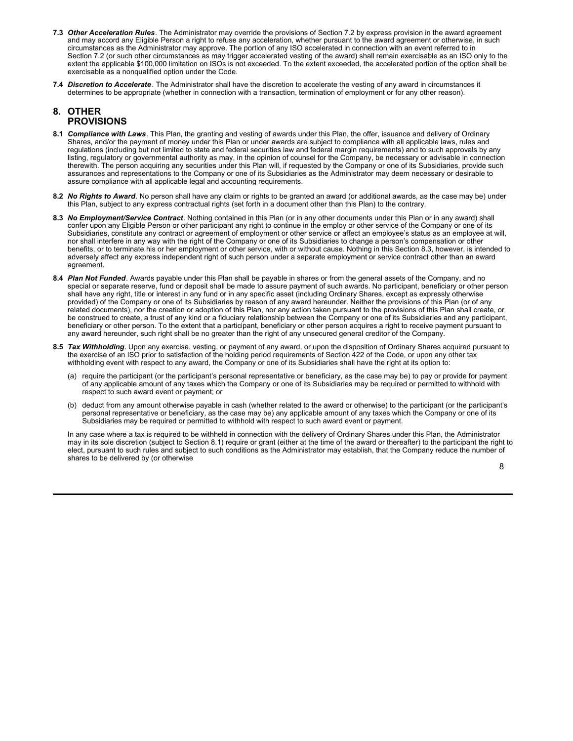**7.3** ***Other Acceleration Rules***. The Administrator may override the provisions of Section 7.2 by express provision in the award agreement and may accord any Eligible Person a right to refuse any acceleration, whether pursuant to the award agreement or otherwise, in such circumstances as the Administrator may approve. The portion of any ISO accelerated in connection with an event referred to in Section 7.2 (or such other circumstances as may trigger accelerated vesting of the award) shall remain exercisable as an ISO only to the extent the applicable $100,000 limitation on ISOs is not exceeded. To the extent exceeded, the accelerated portion of the option shall be exercisable as a nonqualified option under the Code.

**7.4** ***Discretion to Accelerate***. The Administrator shall have the discretion to accelerate the vesting of any award in circumstances it determines to be appropriate (whether in connection with a transaction, termination of employment or for any other reason).

## 8. OTHER PROVISIONS

**8.1** ***Compliance with Laws***. This Plan, the granting and vesting of awards under this Plan, the offer, issuance and delivery of Ordinary Shares, and/or the payment of money under this Plan or under awards are subject to compliance with all applicable laws, rules and regulations (including but not limited to state and federal securities law and federal margin requirements) and to such approvals by any listing, regulatory or governmental authority as may, in the opinion of counsel for the Company, be necessary or advisable in connection therewith. The person acquiring any securities under this Plan will, if requested by the Company or one of its Subsidiaries, provide such assurances and representations to the Company or one of its Subsidiaries as the Administrator may deem necessary or desirable to assure compliance with all applicable legal and accounting requirements.

**8.2** ***No Rights to Award***. No person shall have any claim or rights to be granted an award (or additional awards, as the case may be) under this Plan, subject to any express contractual rights (set forth in a document other than this Plan) to the contrary.

**8.3** ***No Employment/Service Contract***. Nothing contained in this Plan (or in any other documents under this Plan or in any award) shall confer upon any Eligible Person or other participant any right to continue in the employ or other service of the Company or one of its Subsidiaries, constitute any contract or agreement of employment or other service or affect an employee's status as an employee at will, nor shall interfere in any way with the right of the Company or one of its Subsidiaries to change a person's compensation or other benefits, or to terminate his or her employment or other service, with or without cause. Nothing in this Section 8.3, however, is intended to adversely affect any express independent right of such person under a separate employment or service contract other than an award agreement.

**8.4** ***Plan Not Funded***. Awards payable under this Plan shall be payable in shares or from the general assets of the Company, and no special or separate reserve, fund or deposit shall be made to assure payment of such awards. No participant, beneficiary or other person shall have any right, title or interest in any fund or in any specific asset (including Ordinary Shares, except as expressly otherwise provided) of the Company or one of its Subsidiaries by reason of any award hereunder. Neither the provisions of this Plan (or of any related documents), nor the creation or adoption of this Plan, nor any action taken pursuant to the provisions of this Plan shall create, or be construed to create, a trust of any kind or a fiduciary relationship between the Company or one of its Subsidiaries and any participant, beneficiary or other person. To the extent that a participant, beneficiary or other person acquires a right to receive payment pursuant to any award hereunder, such right shall be no greater than the right of any unsecured general creditor of the Company.

**8.5** ***Tax Withholding***. Upon any exercise, vesting, or payment of any award, or upon the disposition of Ordinary Shares acquired pursuant to the exercise of an ISO prior to satisfaction of the holding period requirements of Section 422 of the Code, or upon any other tax withholding event with respect to any award, the Company or one of its Subsidiaries shall have the right at its option to:

(a) require the participant (or the participant's personal representative or beneficiary, as the case may be) to pay or provide for payment of any applicable amount of any taxes which the Company or one of its Subsidiaries may be required or permitted to withhold with respect to such award event or payment; or

(b) deduct from any amount otherwise payable in cash (whether related to the award or otherwise) to the participant (or the participant's personal representative or beneficiary, as the case may be) any applicable amount of any taxes which the Company or one of its Subsidiaries may be required or permitted to withhold with respect to such award event or payment.

In any case where a tax is required to be withheld in connection with the delivery of Ordinary Shares under this Plan, the Administrator may in its sole discretion (subject to Section 8.1) require or grant (either at the time of the award or thereafter) to the participant the right to elect, pursuant to such rules and subject to such conditions as the Administrator may establish, that the Company reduce the number of shares to be delivered by (or otherwise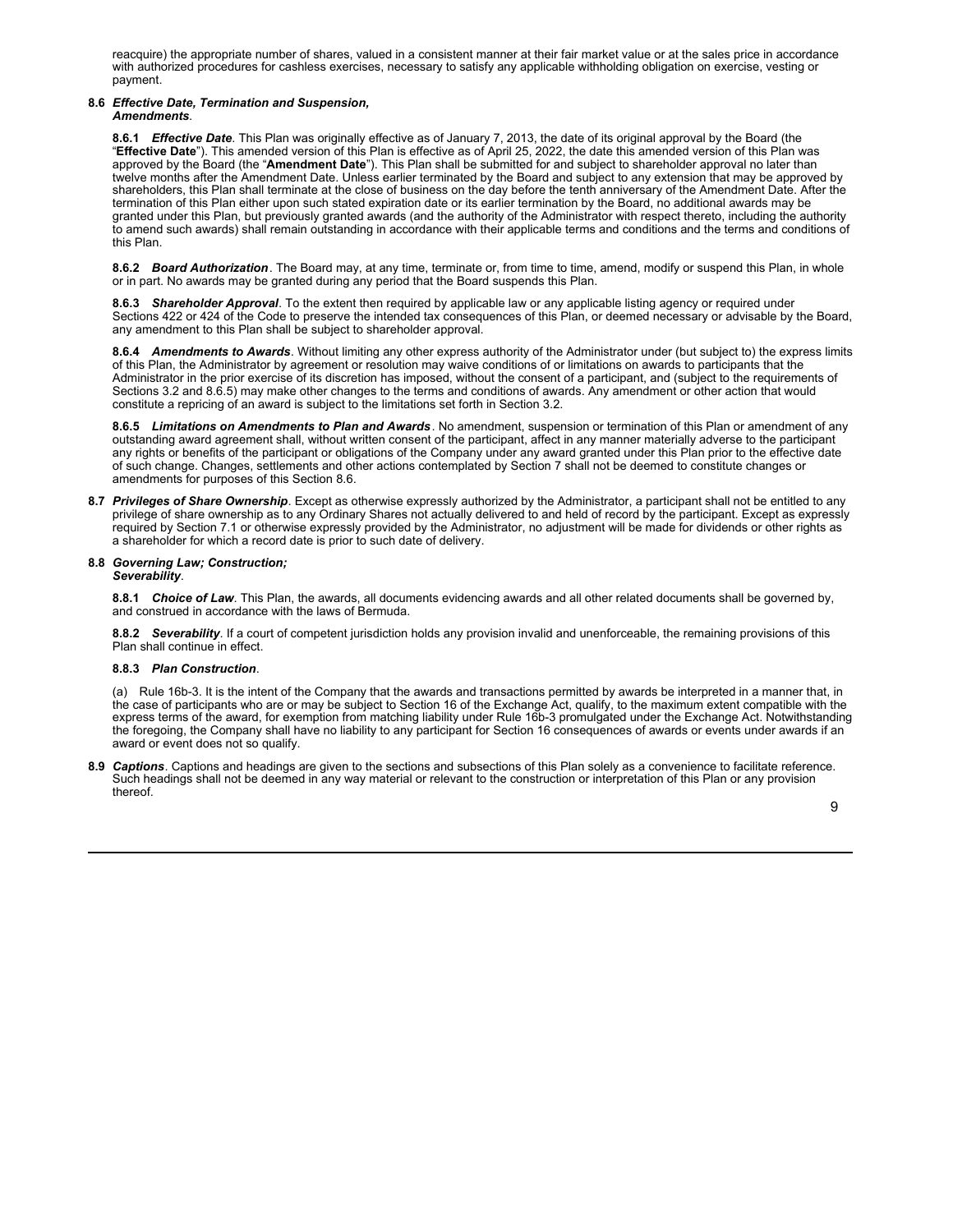reacquire) the appropriate number of shares, valued in a consistent manner at their fair market value or at the sales price in accordance with authorized procedures for cashless exercises, necessary to satisfy any applicable withholding obligation on exercise, vesting or payment.

**8.6** ***Effective Date, Termination and Suspension, Amendments***.

**8.6.1** ***Effective Date***. This Plan was originally effective as of January 7, 2013, the date of its original approval by the Board (the "**Effective Date**"). This amended version of this Plan is effective as of April 25, 2022, the date this amended version of this Plan was approved by the Board (the "**Amendment Date**"). This Plan shall be submitted for and subject to shareholder approval no later than twelve months after the Amendment Date. Unless earlier terminated by the Board and subject to any extension that may be approved by shareholders, this Plan shall terminate at the close of business on the day before the tenth anniversary of the Amendment Date. After the termination of this Plan either upon such stated expiration date or its earlier termination by the Board, no additional awards may be granted under this Plan, but previously granted awards (and the authority of the Administrator with respect thereto, including the authority to amend such awards) shall remain outstanding in accordance with their applicable terms and conditions and the terms and conditions of this Plan.

**8.6.2** ***Board Authorization***. The Board may, at any time, terminate or, from time to time, amend, modify or suspend this Plan, in whole or in part. No awards may be granted during any period that the Board suspends this Plan.

**8.6.3** ***Shareholder Approval***. To the extent then required by applicable law or any applicable listing agency or required under Sections 422 or 424 of the Code to preserve the intended tax consequences of this Plan, or deemed necessary or advisable by the Board, any amendment to this Plan shall be subject to shareholder approval.

**8.6.4** ***Amendments to Awards***. Without limiting any other express authority of the Administrator under (but subject to) the express limits of this Plan, the Administrator by agreement or resolution may waive conditions of or limitations on awards to participants that the Administrator in the prior exercise of its discretion has imposed, without the consent of a participant, and (subject to the requirements of Sections 3.2 and 8.6.5) may make other changes to the terms and conditions of awards. Any amendment or other action that would constitute a repricing of an award is subject to the limitations set forth in Section 3.2.

**8.6.5** ***Limitations on Amendments to Plan and Awards***. No amendment, suspension or termination of this Plan or amendment of any outstanding award agreement shall, without written consent of the participant, affect in any manner materially adverse to the participant any rights or benefits of the participant or obligations of the Company under any award granted under this Plan prior to the effective date of such change. Changes, settlements and other actions contemplated by Section 7 shall not be deemed to constitute changes or amendments for purposes of this Section 8.6.

**8.7** ***Privileges of Share Ownership***. Except as otherwise expressly authorized by the Administrator, a participant shall not be entitled to any privilege of share ownership as to any Ordinary Shares not actually delivered to and held of record by the participant. Except as expressly required by Section 7.1 or otherwise expressly provided by the Administrator, no adjustment will be made for dividends or other rights as a shareholder for which a record date is prior to such date of delivery.

**8.8** ***Governing Law; Construction; Severability***.

**8.8.1** ***Choice of Law***. This Plan, the awards, all documents evidencing awards and all other related documents shall be governed by, and construed in accordance with the laws of Bermuda.

**8.8.2** ***Severability***. If a court of competent jurisdiction holds any provision invalid and unenforceable, the remaining provisions of this Plan shall continue in effect.

**8.8.3** ***Plan Construction***.

(a) Rule 16b-3. It is the intent of the Company that the awards and transactions permitted by awards be interpreted in a manner that, in the case of participants who are or may be subject to Section 16 of the Exchange Act, qualify, to the maximum extent compatible with the express terms of the award, for exemption from matching liability under Rule 16b-3 promulgated under the Exchange Act. Notwithstanding the foregoing, the Company shall have no liability to any participant for Section 16 consequences of awards or events under awards if an award or event does not so qualify.

**8.9** ***Captions***. Captions and headings are given to the sections and subsections of this Plan solely as a convenience to facilitate reference. Such headings shall not be deemed in any way material or relevant to the construction or interpretation of this Plan or any provision thereof.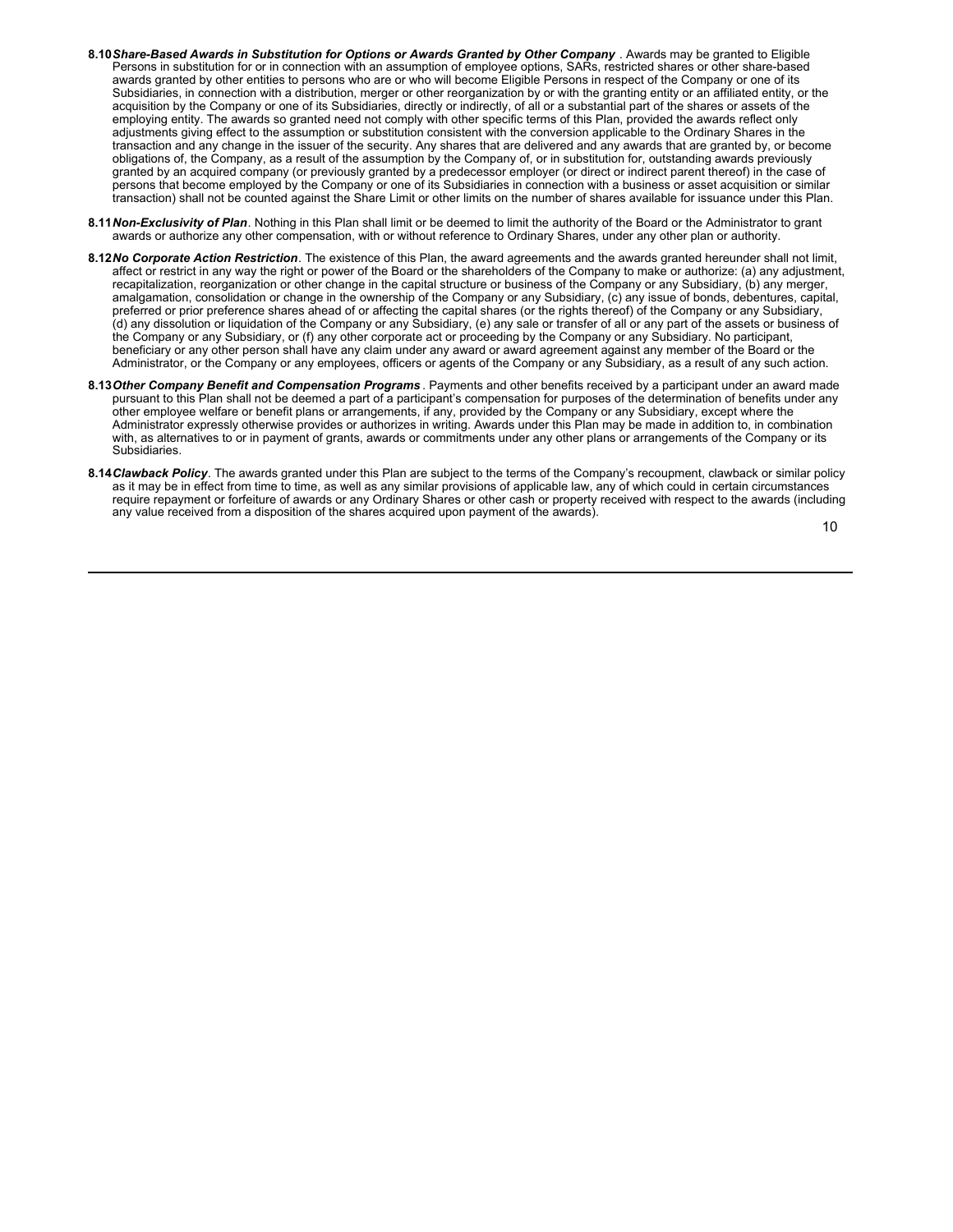**8.10** ***Share-Based Awards in Substitution for Options or Awards Granted by Other Company*** . Awards may be granted to Eligible Persons in substitution for or in connection with an assumption of employee options, SARs, restricted shares or other share-based awards granted by other entities to persons who are or who will become Eligible Persons in respect of the Company or one of its Subsidiaries, in connection with a distribution, merger or other reorganization by or with the granting entity or an affiliated entity, or the acquisition by the Company or one of its Subsidiaries, directly or indirectly, of all or a substantial part of the shares or assets of the employing entity. The awards so granted need not comply with other specific terms of this Plan, provided the awards reflect only adjustments giving effect to the assumption or substitution consistent with the conversion applicable to the Ordinary Shares in the transaction and any change in the issuer of the security. Any shares that are delivered and any awards that are granted by, or become obligations of, the Company, as a result of the assumption by the Company of, or in substitution for, outstanding awards previously granted by an acquired company (or previously granted by a predecessor employer (or direct or indirect parent thereof) in the case of persons that become employed by the Company or one of its Subsidiaries in connection with a business or asset acquisition or similar transaction) shall not be counted against the Share Limit or other limits on the number of shares available for issuance under this Plan.

**8.11** ***Non-Exclusivity of Plan***. Nothing in this Plan shall limit or be deemed to limit the authority of the Board or the Administrator to grant awards or authorize any other compensation, with or without reference to Ordinary Shares, under any other plan or authority.

**8.12** ***No Corporate Action Restriction***. The existence of this Plan, the award agreements and the awards granted hereunder shall not limit, affect or restrict in any way the right or power of the Board or the shareholders of the Company to make or authorize: (a) any adjustment, recapitalization, reorganization or other change in the capital structure or business of the Company or any Subsidiary, (b) any merger, amalgamation, consolidation or change in the ownership of the Company or any Subsidiary, (c) any issue of bonds, debentures, capital, preferred or prior preference shares ahead of or affecting the capital shares (or the rights thereof) of the Company or any Subsidiary, (d) any dissolution or liquidation of the Company or any Subsidiary, (e) any sale or transfer of all or any part of the assets or business of the Company or any Subsidiary, or (f) any other corporate act or proceeding by the Company or any Subsidiary. No participant, beneficiary or any other person shall have any claim under any award or award agreement against any member of the Board or the Administrator, or the Company or any employees, officers or agents of the Company or any Subsidiary, as a result of any such action.

**8.13** ***Other Company Benefit and Compensation Programs*** . Payments and other benefits received by a participant under an award made pursuant to this Plan shall not be deemed a part of a participant's compensation for purposes of the determination of benefits under any other employee welfare or benefit plans or arrangements, if any, provided by the Company or any Subsidiary, except where the Administrator expressly otherwise provides or authorizes in writing. Awards under this Plan may be made in addition to, in combination with, as alternatives to or in payment of grants, awards or commitments under any other plans or arrangements of the Company or its Subsidiaries.

**8.14** ***Clawback Policy***. The awards granted under this Plan are subject to the terms of the Company's recoupment, clawback or similar policy as it may be in effect from time to time, as well as any similar provisions of applicable law, any of which could in certain circumstances require repayment or forfeiture of awards or any Ordinary Shares or other cash or property received with respect to the awards (including any value received from a disposition of the shares acquired upon payment of the awards).